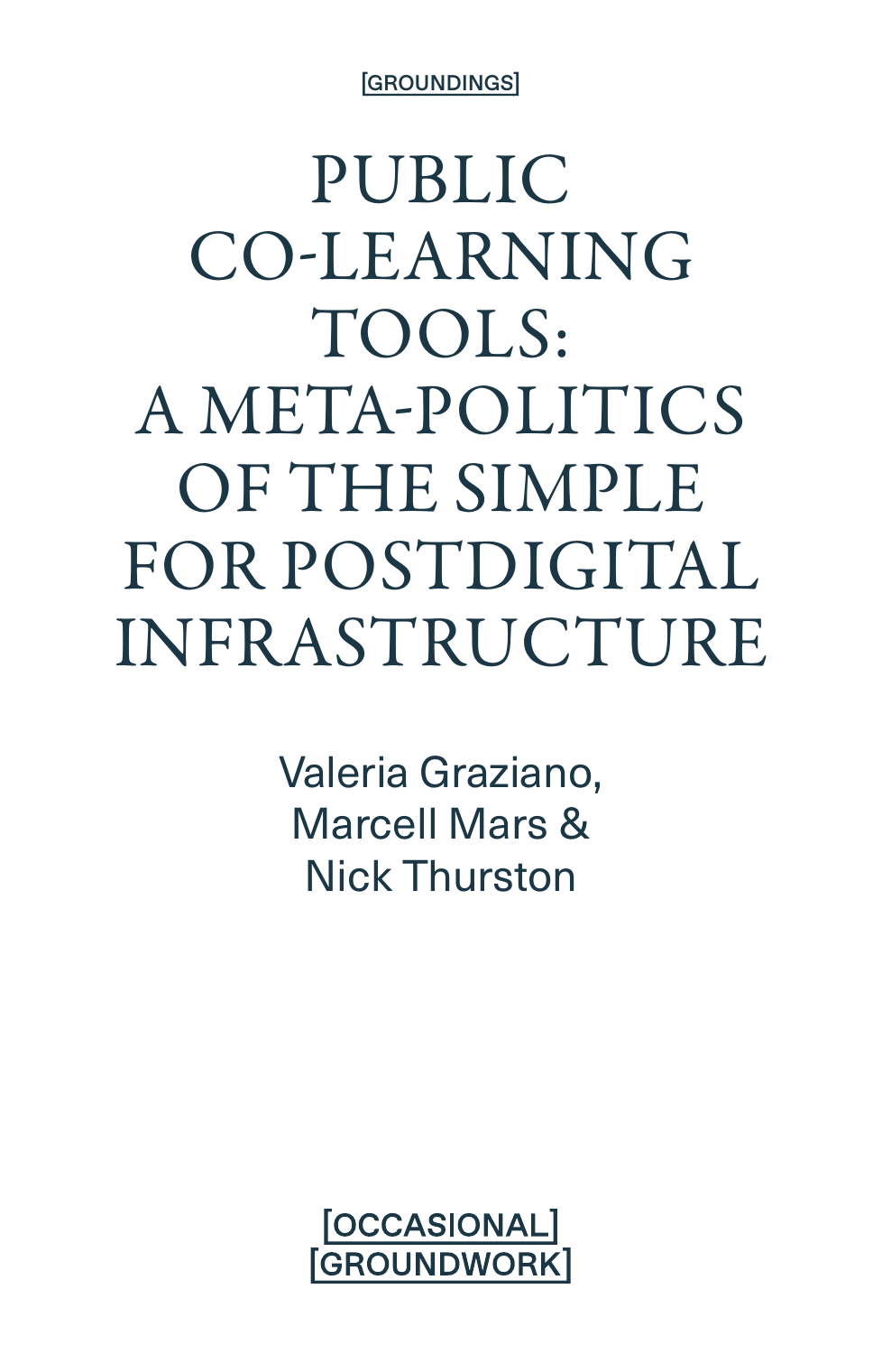[GROUNDINGS]

# PUBLIC CO-LEARNING TOOLS: A META-POLITICS OF THE SIMPLE FOR POSTDIGITAL INFRASTRUCTURE

Valeria Graziano,
Marcell Mars &
Nick Thurston

[OCCASIONAL]
[GROUNDWORK]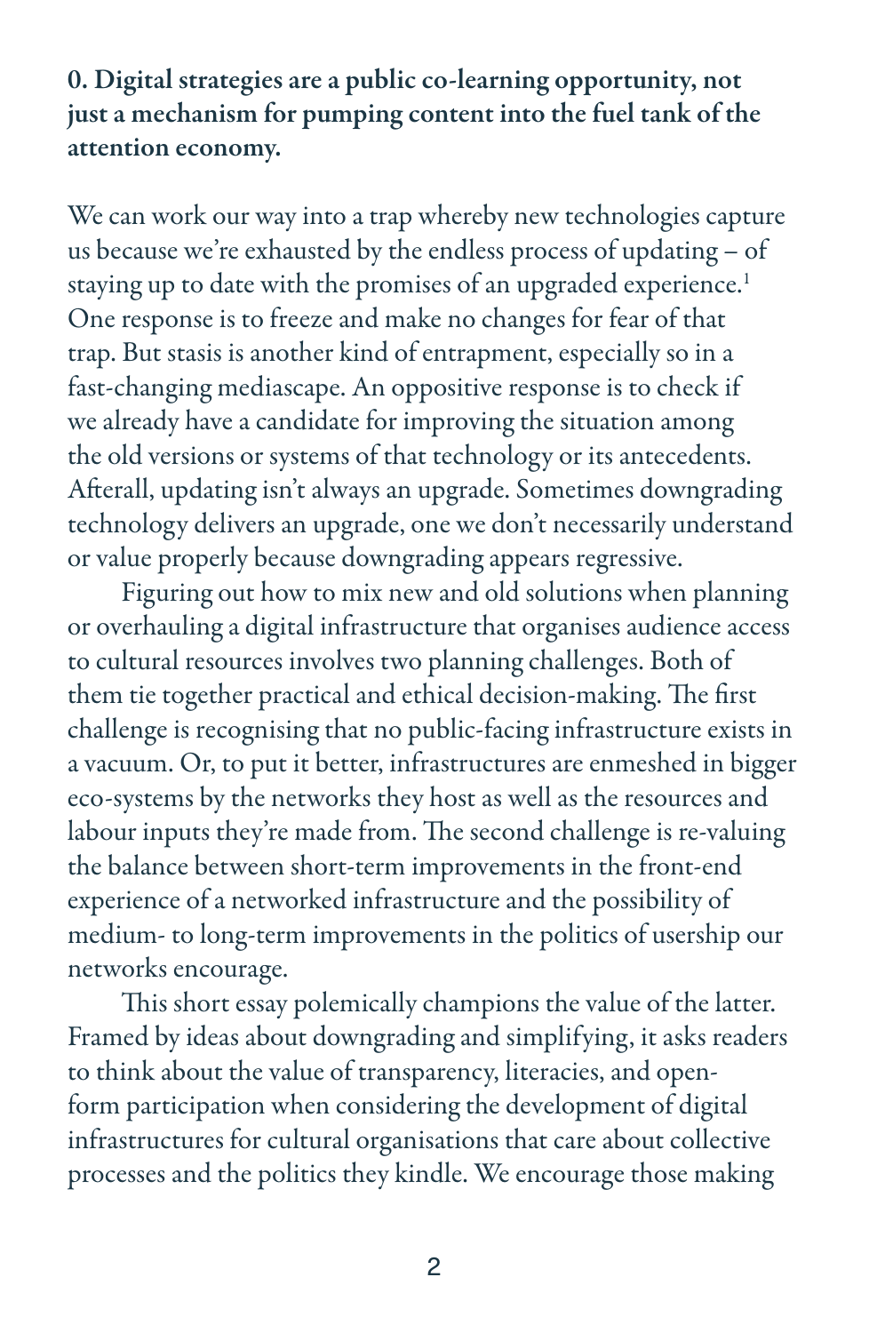**0. Digital strategies are a public co-learning opportunity, not just a mechanism for pumping content into the fuel tank of the attention economy.**

We can work our way into a trap whereby new technologies capture us because we're exhausted by the endless process of updating – of staying up to date with the promises of an upgraded experience.[1] One response is to freeze and make no changes for fear of that trap. But stasis is another kind of entrapment, especially so in a fast-changing mediascape. An oppositive response is to check if we already have a candidate for improving the situation among the old versions or systems of that technology or its antecedents. Afterall, updating isn't always an upgrade. Sometimes downgrading technology delivers an upgrade, one we don't necessarily understand or value properly because downgrading appears regressive.

Figuring out how to mix new and old solutions when planning or overhauling a digital infrastructure that organises audience access to cultural resources involves two planning challenges. Both of them tie together practical and ethical decision-making. The first challenge is recognising that no public-facing infrastructure exists in a vacuum. Or, to put it better, infrastructures are enmeshed in bigger eco-systems by the networks they host as well as the resources and labour inputs they're made from. The second challenge is re-valuing the balance between short-term improvements in the front-end experience of a networked infrastructure and the possibility of medium- to long-term improvements in the politics of usership our networks encourage.

This short essay polemically champions the value of the latter. Framed by ideas about downgrading and simplifying, it asks readers to think about the value of transparency, literacies, and open-form participation when considering the development of digital infrastructures for cultural organisations that care about collective processes and the politics they kindle. We encourage those making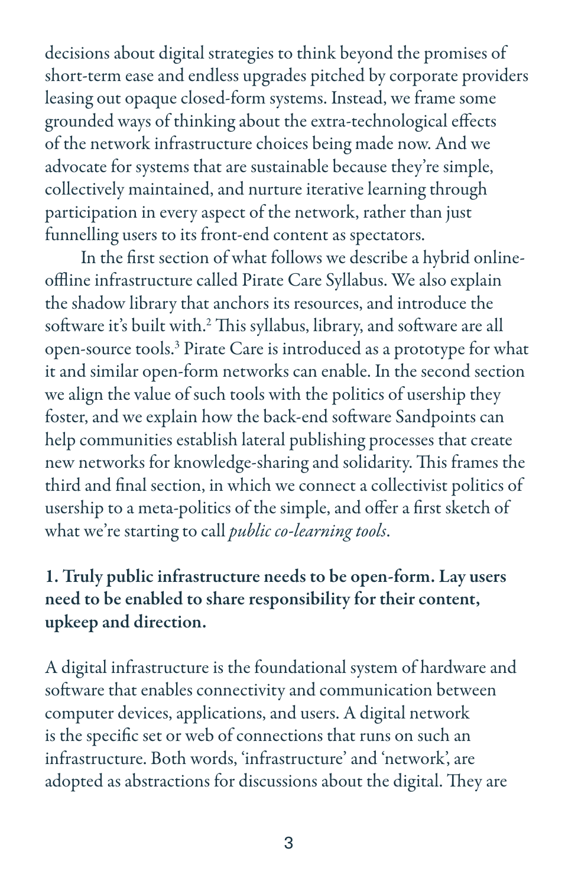decisions about digital strategies to think beyond the promises of short-term ease and endless upgrades pitched by corporate providers leasing out opaque closed-form systems. Instead, we frame some grounded ways of thinking about the extra-technological effects of the network infrastructure choices being made now. And we advocate for systems that are sustainable because they're simple, collectively maintained, and nurture iterative learning through participation in every aspect of the network, rather than just funnelling users to its front-end content as spectators.

In the first section of what follows we describe a hybrid online-offline infrastructure called Pirate Care Syllabus. We also explain the shadow library that anchors its resources, and introduce the software it's built with.[2] This syllabus, library, and software are all open-source tools.[3] Pirate Care is introduced as a prototype for what it and similar open-form networks can enable. In the second section we align the value of such tools with the politics of usership they foster, and we explain how the back-end software Sandpoints can help communities establish lateral publishing processes that create new networks for knowledge-sharing and solidarity. This frames the third and final section, in which we connect a collectivist politics of usership to a meta-politics of the simple, and offer a first sketch of what we're starting to call *public co-learning tools*.

## 1. Truly public infrastructure needs to be open-form. Lay users need to be enabled to share responsibility for their content, upkeep and direction.

A digital infrastructure is the foundational system of hardware and software that enables connectivity and communication between computer devices, applications, and users. A digital network is the specific set or web of connections that runs on such an infrastructure. Both words, 'infrastructure' and 'network', are adopted as abstractions for discussions about the digital. They are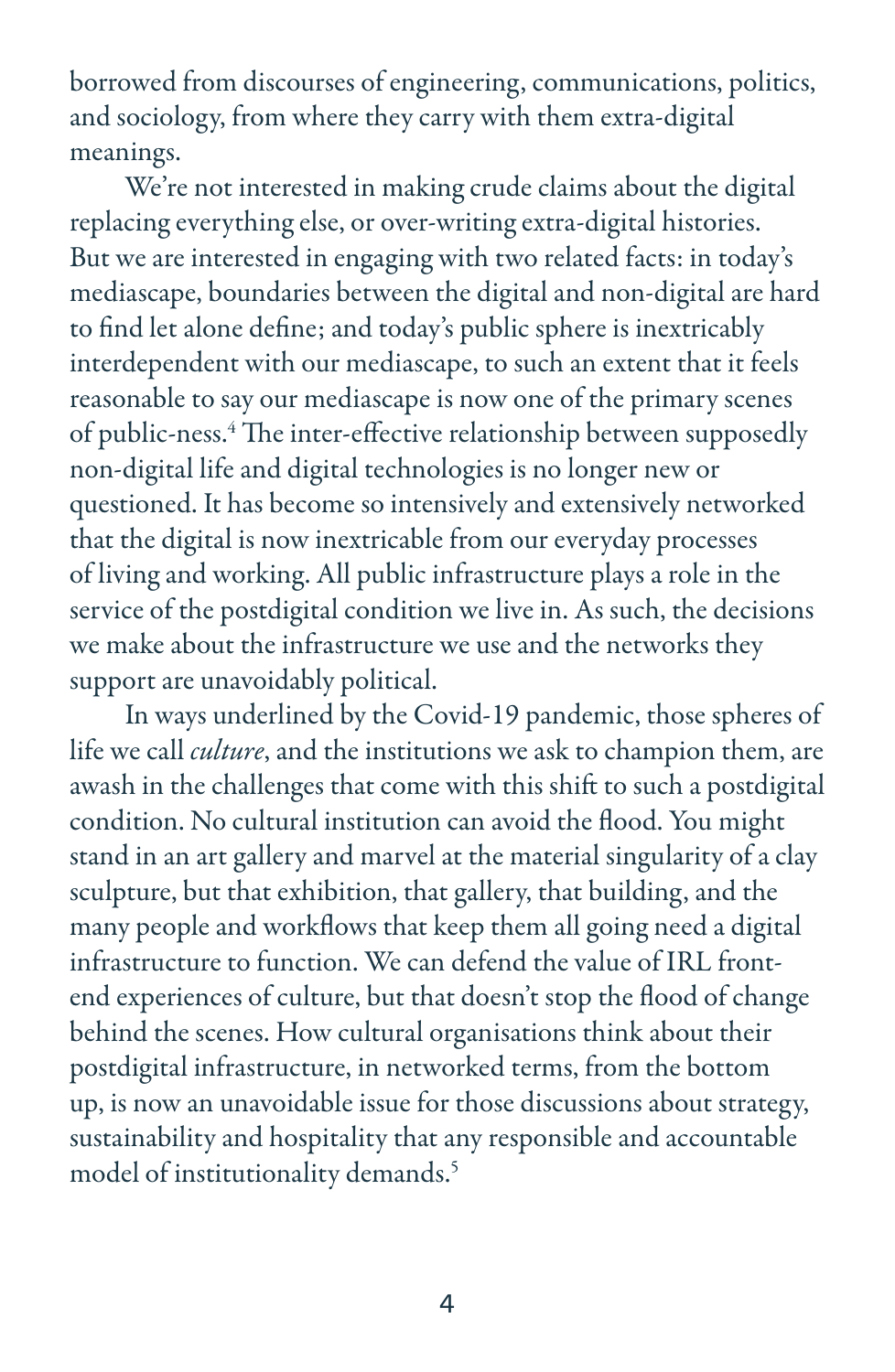borrowed from discourses of engineering, communications, politics, and sociology, from where they carry with them extra-digital meanings.

We're not interested in making crude claims about the digital replacing everything else, or over-writing extra-digital histories. But we are interested in engaging with two related facts: in today's mediascape, boundaries between the digital and non-digital are hard to find let alone define; and today's public sphere is inextricably interdependent with our mediascape, to such an extent that it feels reasonable to say our mediascape is now one of the primary scenes of public-ness.[4] The inter-effective relationship between supposedly non-digital life and digital technologies is no longer new or questioned. It has become so intensively and extensively networked that the digital is now inextricable from our everyday processes of living and working. All public infrastructure plays a role in the service of the postdigital condition we live in. As such, the decisions we make about the infrastructure we use and the networks they support are unavoidably political.

In ways underlined by the Covid-19 pandemic, those spheres of life we call *culture*, and the institutions we ask to champion them, are awash in the challenges that come with this shift to such a postdigital condition. No cultural institution can avoid the flood. You might stand in an art gallery and marvel at the material singularity of a clay sculpture, but that exhibition, that gallery, that building, and the many people and workflows that keep them all going need a digital infrastructure to function. We can defend the value of IRL front-end experiences of culture, but that doesn't stop the flood of change behind the scenes. How cultural organisations think about their postdigital infrastructure, in networked terms, from the bottom up, is now an unavoidable issue for those discussions about strategy, sustainability and hospitality that any responsible and accountable model of institutionality demands.[5]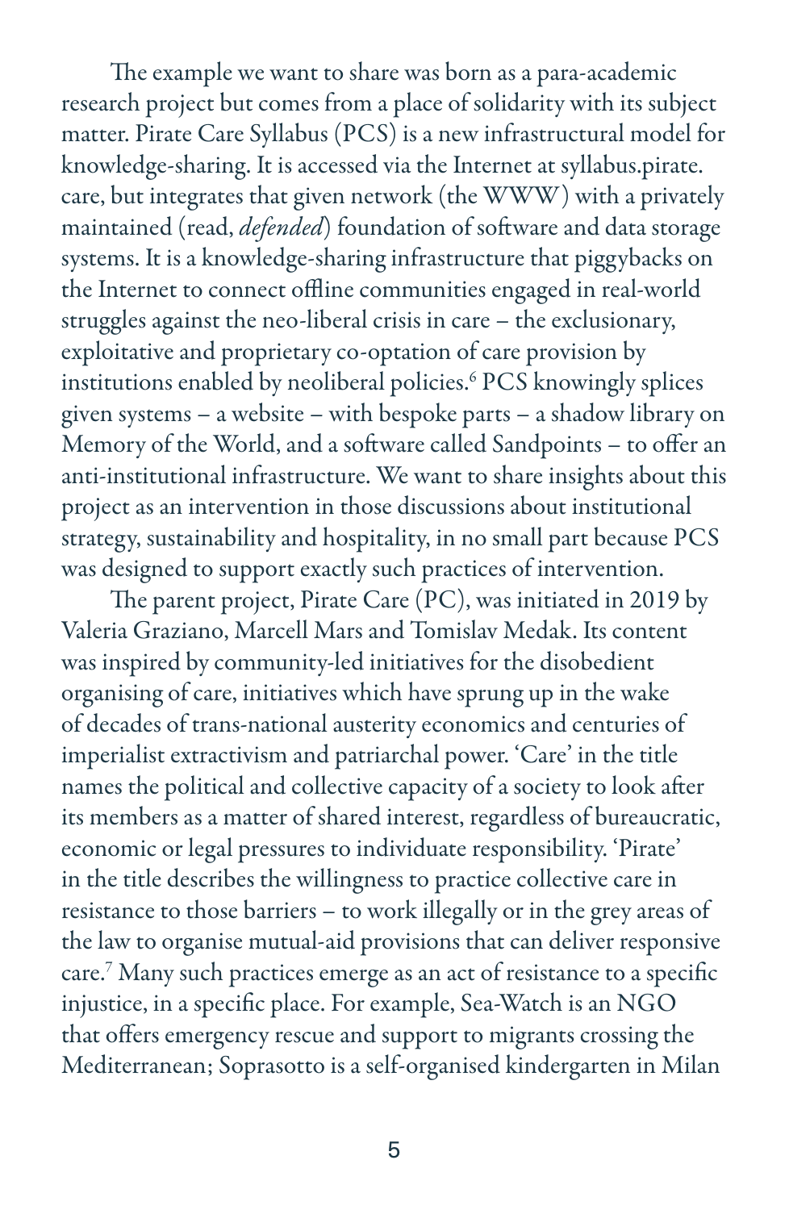The example we want to share was born as a para-academic research project but comes from a place of solidarity with its subject matter. Pirate Care Syllabus (PCS) is a new infrastructural model for knowledge-sharing. It is accessed via the Internet at syllabus.pirate.care, but integrates that given network (the WWW) with a privately maintained (read, *defended*) foundation of software and data storage systems. It is a knowledge-sharing infrastructure that piggybacks on the Internet to connect offline communities engaged in real-world struggles against the neo-liberal crisis in care – the exclusionary, exploitative and proprietary co-optation of care provision by institutions enabled by neoliberal policies.[6] PCS knowingly splices given systems – a website – with bespoke parts – a shadow library on Memory of the World, and a software called Sandpoints – to offer an anti-institutional infrastructure. We want to share insights about this project as an intervention in those discussions about institutional strategy, sustainability and hospitality, in no small part because PCS was designed to support exactly such practices of intervention.

The parent project, Pirate Care (PC), was initiated in 2019 by Valeria Graziano, Marcell Mars and Tomislav Medak. Its content was inspired by community-led initiatives for the disobedient organising of care, initiatives which have sprung up in the wake of decades of trans-national austerity economics and centuries of imperialist extractivism and patriarchal power. 'Care' in the title names the political and collective capacity of a society to look after its members as a matter of shared interest, regardless of bureaucratic, economic or legal pressures to individuate responsibility. 'Pirate' in the title describes the willingness to practice collective care in resistance to those barriers – to work illegally or in the grey areas of the law to organise mutual-aid provisions that can deliver responsive care.[7] Many such practices emerge as an act of resistance to a specific injustice, in a specific place. For example, Sea-Watch is an NGO that offers emergency rescue and support to migrants crossing the Mediterranean; Soprasotto is a self-organised kindergarten in Milan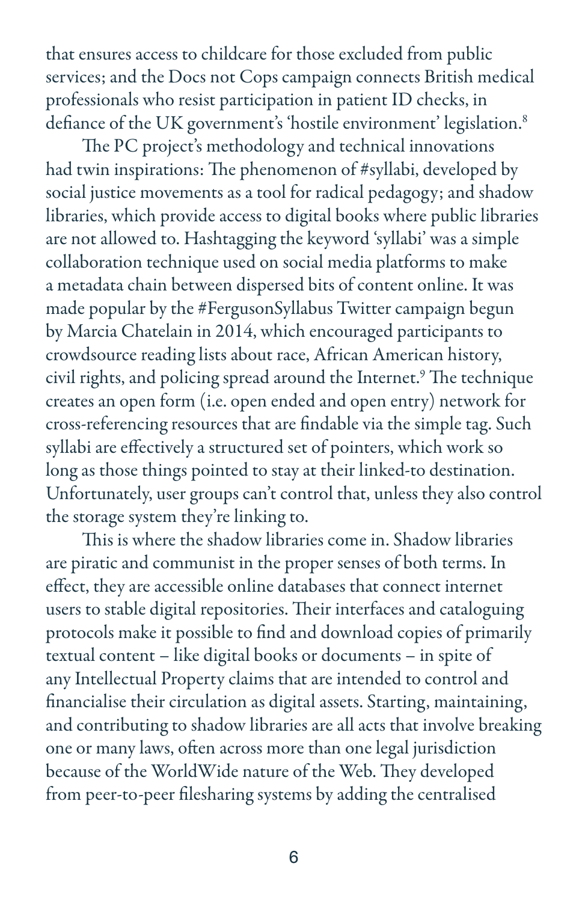that ensures access to childcare for those excluded from public services; and the Docs not Cops campaign connects British medical professionals who resist participation in patient ID checks, in defiance of the UK government's 'hostile environment' legislation.[8]

The PC project's methodology and technical innovations had twin inspirations: The phenomenon of #syllabi, developed by social justice movements as a tool for radical pedagogy; and shadow libraries, which provide access to digital books where public libraries are not allowed to. Hashtagging the keyword 'syllabi' was a simple collaboration technique used on social media platforms to make a metadata chain between dispersed bits of content online. It was made popular by the #FergusonSyllabus Twitter campaign begun by Marcia Chatelain in 2014, which encouraged participants to crowdsource reading lists about race, African American history, civil rights, and policing spread around the Internet.[9] The technique creates an open form (i.e. open ended and open entry) network for cross-referencing resources that are findable via the simple tag. Such syllabi are effectively a structured set of pointers, which work so long as those things pointed to stay at their linked-to destination. Unfortunately, user groups can't control that, unless they also control the storage system they're linking to.

This is where the shadow libraries come in. Shadow libraries are piratic and communist in the proper senses of both terms. In effect, they are accessible online databases that connect internet users to stable digital repositories. Their interfaces and cataloguing protocols make it possible to find and download copies of primarily textual content – like digital books or documents – in spite of any Intellectual Property claims that are intended to control and financialise their circulation as digital assets. Starting, maintaining, and contributing to shadow libraries are all acts that involve breaking one or many laws, often across more than one legal jurisdiction because of the WorldWide nature of the Web. They developed from peer-to-peer filesharing systems by adding the centralised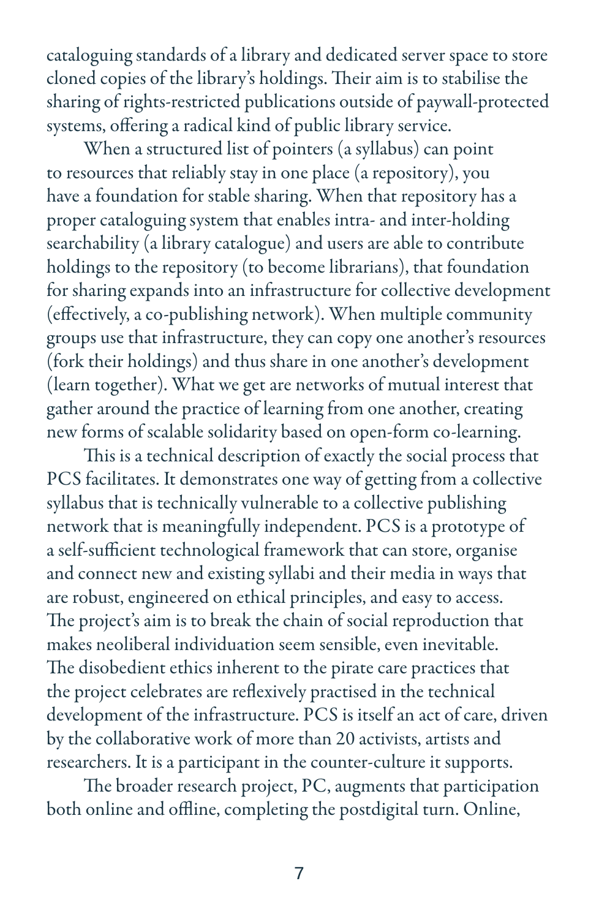cataloguing standards of a library and dedicated server space to store cloned copies of the library's holdings. Their aim is to stabilise the sharing of rights-restricted publications outside of paywall-protected systems, offering a radical kind of public library service.

When a structured list of pointers (a syllabus) can point to resources that reliably stay in one place (a repository), you have a foundation for stable sharing. When that repository has a proper cataloguing system that enables intra- and inter-holding searchability (a library catalogue) and users are able to contribute holdings to the repository (to become librarians), that foundation for sharing expands into an infrastructure for collective development (effectively, a co-publishing network). When multiple community groups use that infrastructure, they can copy one another's resources (fork their holdings) and thus share in one another's development (learn together). What we get are networks of mutual interest that gather around the practice of learning from one another, creating new forms of scalable solidarity based on open-form co-learning.

This is a technical description of exactly the social process that PCS facilitates. It demonstrates one way of getting from a collective syllabus that is technically vulnerable to a collective publishing network that is meaningfully independent. PCS is a prototype of a self-sufficient technological framework that can store, organise and connect new and existing syllabi and their media in ways that are robust, engineered on ethical principles, and easy to access. The project's aim is to break the chain of social reproduction that makes neoliberal individuation seem sensible, even inevitable. The disobedient ethics inherent to the pirate care practices that the project celebrates are reflexively practised in the technical development of the infrastructure. PCS is itself an act of care, driven by the collaborative work of more than 20 activists, artists and researchers. It is a participant in the counter-culture it supports.

The broader research project, PC, augments that participation both online and offline, completing the postdigital turn. Online,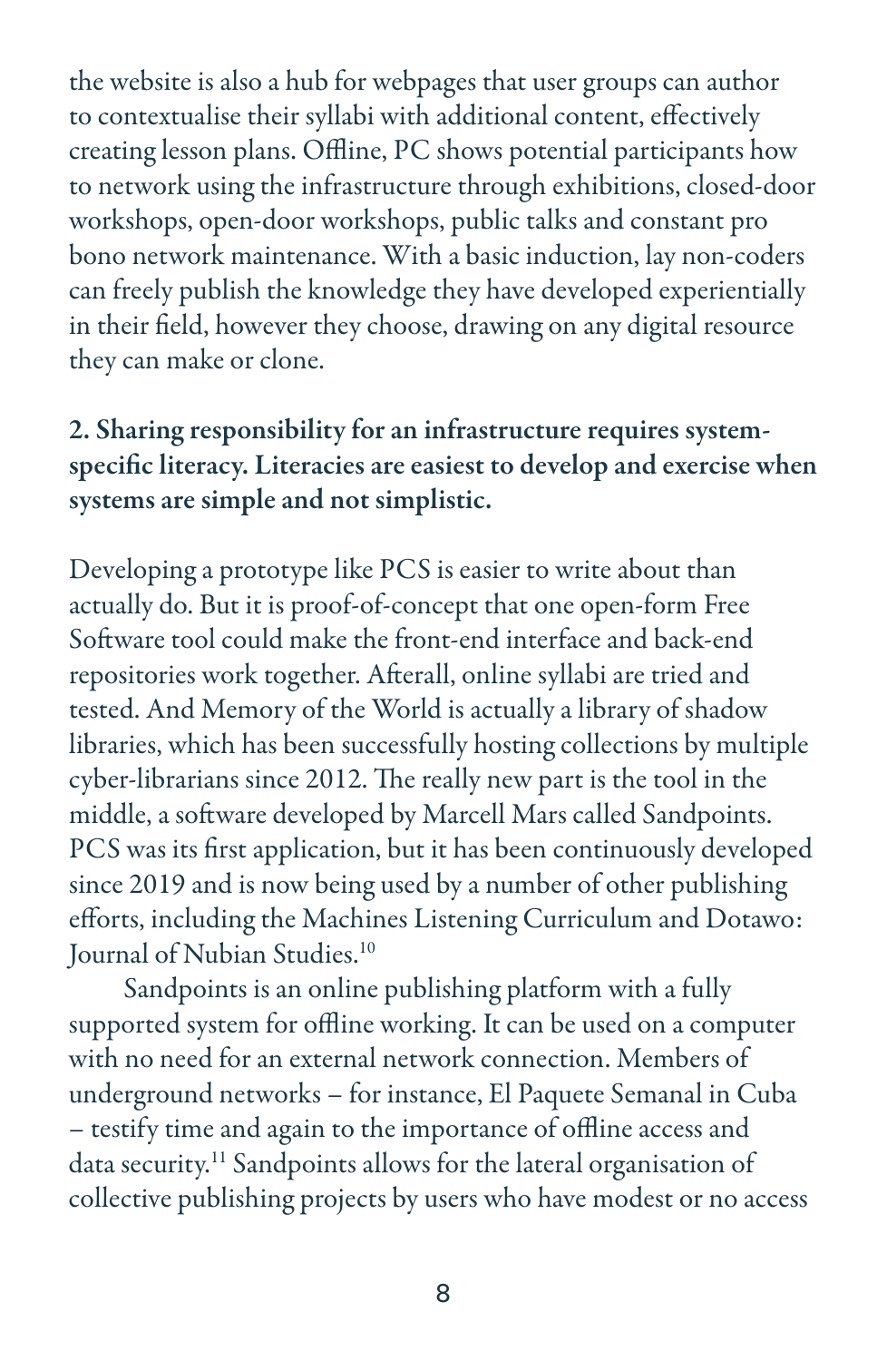the website is also a hub for webpages that user groups can author to contextualise their syllabi with additional content, effectively creating lesson plans. Offline, PC shows potential participants how to network using the infrastructure through exhibitions, closed-door workshops, open-door workshops, public talks and constant pro bono network maintenance. With a basic induction, lay non-coders can freely publish the knowledge they have developed experientially in their field, however they choose, drawing on any digital resource they can make or clone.

**2. Sharing responsibility for an infrastructure requires system-specific literacy. Literacies are easiest to develop and exercise when systems are simple and not simplistic.**

Developing a prototype like PCS is easier to write about than actually do. But it is proof-of-concept that one open-form Free Software tool could make the front-end interface and back-end repositories work together. Afterall, online syllabi are tried and tested. And Memory of the World is actually a library of shadow libraries, which has been successfully hosting collections by multiple cyber-librarians since 2012. The really new part is the tool in the middle, a software developed by Marcell Mars called Sandpoints. PCS was its first application, but it has been continuously developed since 2019 and is now being used by a number of other publishing efforts, including the Machines Listening Curriculum and Dotawo: Journal of Nubian Studies.[10]

Sandpoints is an online publishing platform with a fully supported system for offline working. It can be used on a computer with no need for an external network connection. Members of underground networks – for instance, El Paquete Semanal in Cuba – testify time and again to the importance of offline access and data security.[11] Sandpoints allows for the lateral organisation of collective publishing projects by users who have modest or no access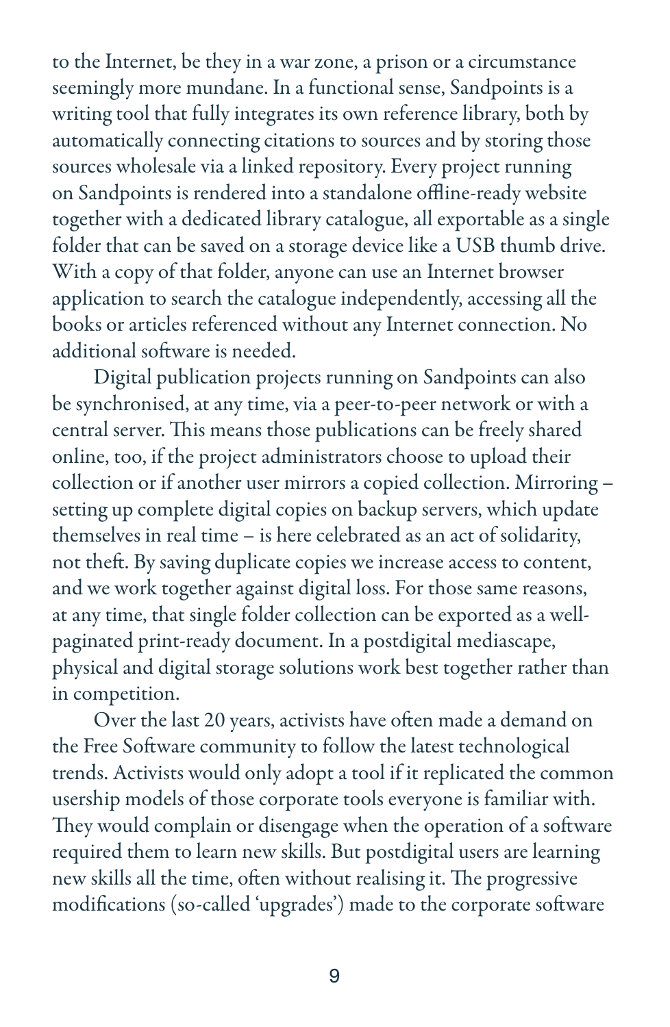to the Internet, be they in a war zone, a prison or a circumstance seemingly more mundane. In a functional sense, Sandpoints is a writing tool that fully integrates its own reference library, both by automatically connecting citations to sources and by storing those sources wholesale via a linked repository. Every project running on Sandpoints is rendered into a standalone offline-ready website together with a dedicated library catalogue, all exportable as a single folder that can be saved on a storage device like a USB thumb drive. With a copy of that folder, anyone can use an Internet browser application to search the catalogue independently, accessing all the books or articles referenced without any Internet connection. No additional software is needed.

Digital publication projects running on Sandpoints can also be synchronised, at any time, via a peer-to-peer network or with a central server. This means those publications can be freely shared online, too, if the project administrators choose to upload their collection or if another user mirrors a copied collection. Mirroring – setting up complete digital copies on backup servers, which update themselves in real time – is here celebrated as an act of solidarity, not theft. By saving duplicate copies we increase access to content, and we work together against digital loss. For those same reasons, at any time, that single folder collection can be exported as a well-paginated print-ready document. In a postdigital mediascape, physical and digital storage solutions work best together rather than in competition.

Over the last 20 years, activists have often made a demand on the Free Software community to follow the latest technological trends. Activists would only adopt a tool if it replicated the common usership models of those corporate tools everyone is familiar with. They would complain or disengage when the operation of a software required them to learn new skills. But postdigital users are learning new skills all the time, often without realising it. The progressive modifications (so-called 'upgrades') made to the corporate software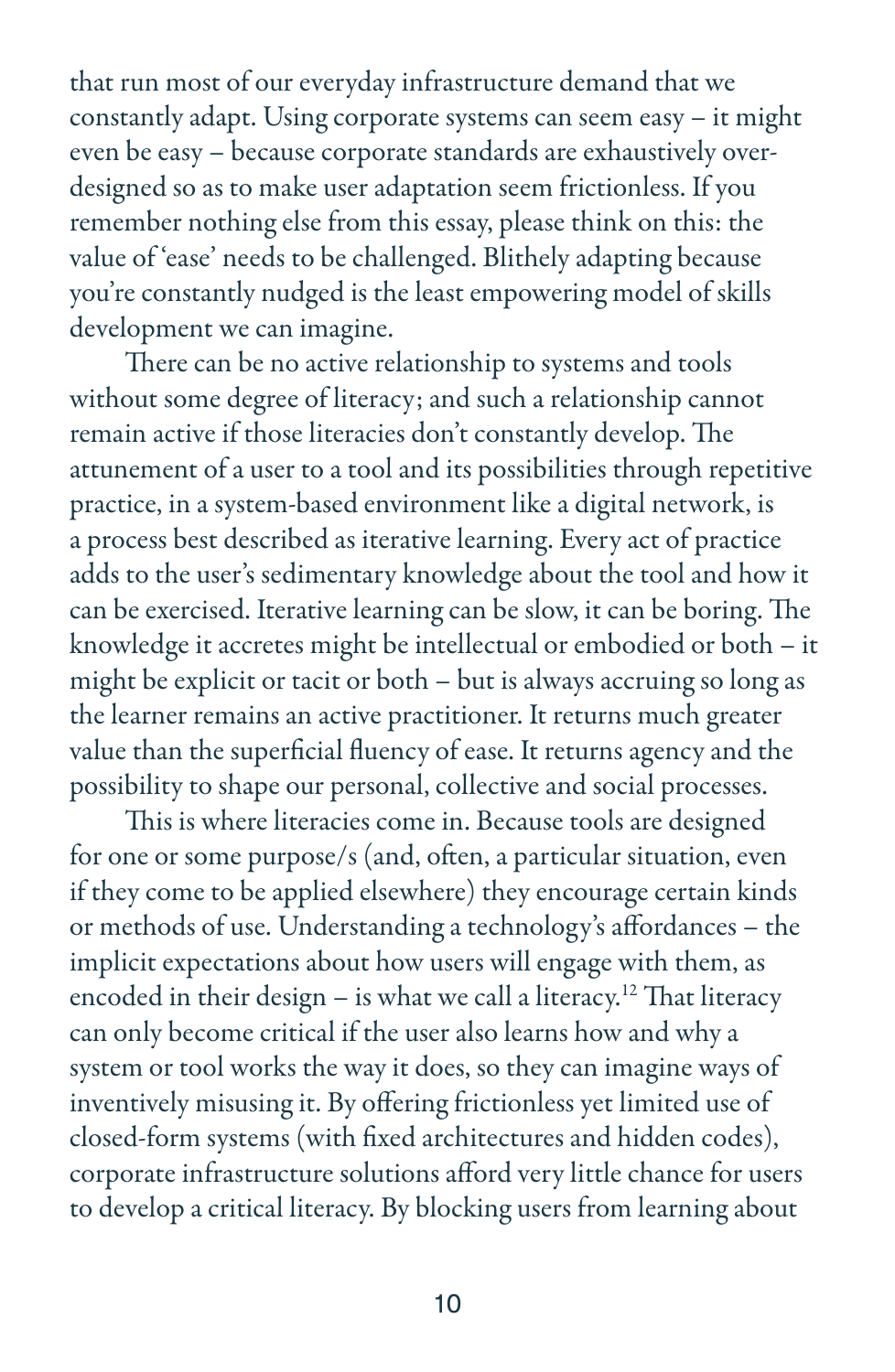that run most of our everyday infrastructure demand that we constantly adapt. Using corporate systems can seem easy – it might even be easy – because corporate standards are exhaustively over-designed so as to make user adaptation seem frictionless. If you remember nothing else from this essay, please think on this: the value of 'ease' needs to be challenged. Blithely adapting because you're constantly nudged is the least empowering model of skills development we can imagine.

There can be no active relationship to systems and tools without some degree of literacy; and such a relationship cannot remain active if those literacies don't constantly develop. The attunement of a user to a tool and its possibilities through repetitive practice, in a system-based environment like a digital network, is a process best described as iterative learning. Every act of practice adds to the user's sedimentary knowledge about the tool and how it can be exercised. Iterative learning can be slow, it can be boring. The knowledge it accretes might be intellectual or embodied or both – it might be explicit or tacit or both – but is always accruing so long as the learner remains an active practitioner. It returns much greater value than the superficial fluency of ease. It returns agency and the possibility to shape our personal, collective and social processes.

This is where literacies come in. Because tools are designed for one or some purpose/s (and, often, a particular situation, even if they come to be applied elsewhere) they encourage certain kinds or methods of use. Understanding a technology's affordances – the implicit expectations about how users will engage with them, as encoded in their design – is what we call a literacy.[12] That literacy can only become critical if the user also learns how and why a system or tool works the way it does, so they can imagine ways of inventively misusing it. By offering frictionless yet limited use of closed-form systems (with fixed architectures and hidden codes), corporate infrastructure solutions afford very little chance for users to develop a critical literacy. By blocking users from learning about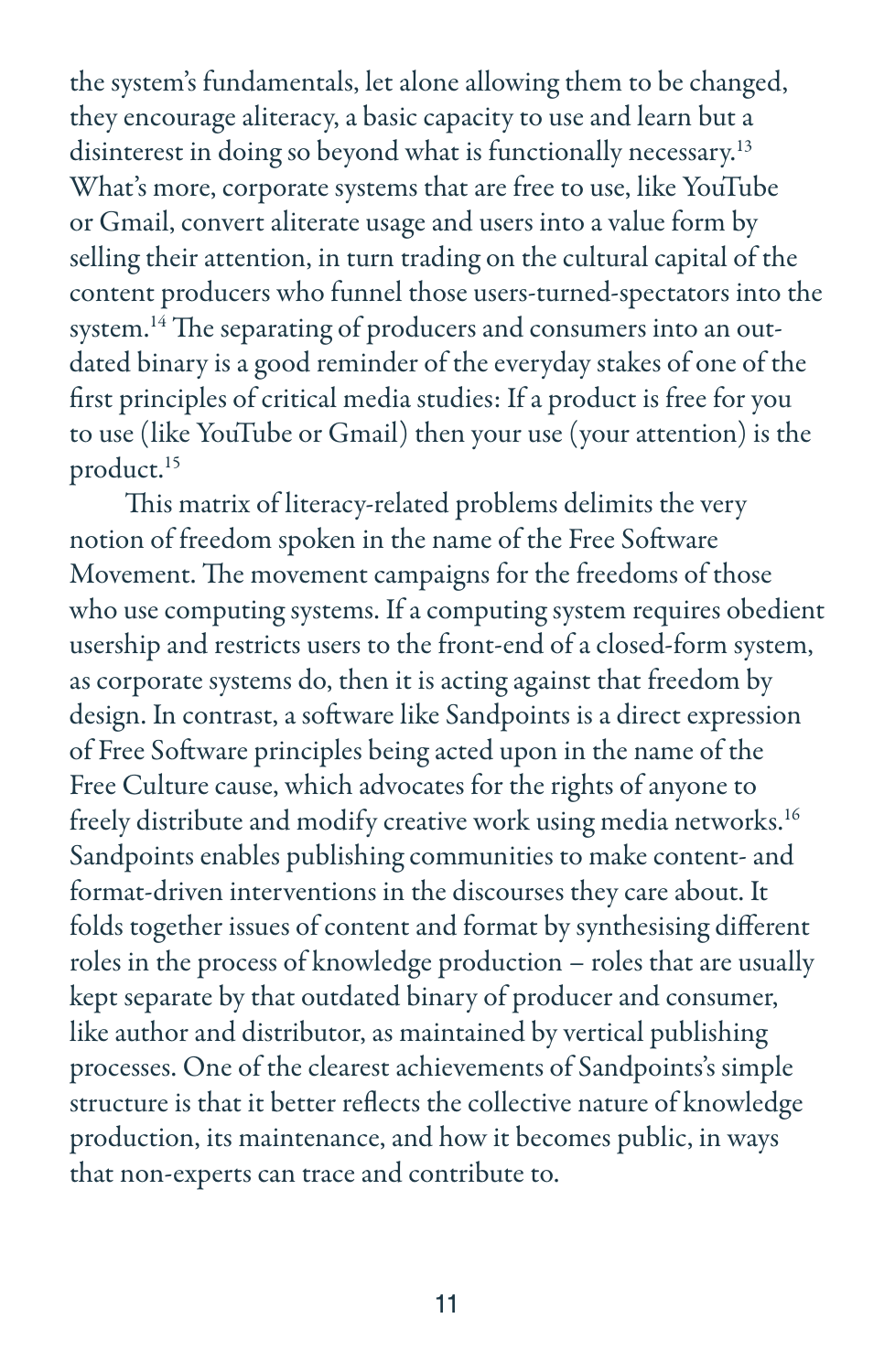the system's fundamentals, let alone allowing them to be changed, they encourage aliteracy, a basic capacity to use and learn but a disinterest in doing so beyond what is functionally necessary.[13] What's more, corporate systems that are free to use, like YouTube or Gmail, convert aliterate usage and users into a value form by selling their attention, in turn trading on the cultural capital of the content producers who funnel those users-turned-spectators into the system.[14] The separating of producers and consumers into an outdated binary is a good reminder of the everyday stakes of one of the first principles of critical media studies: If a product is free for you to use (like YouTube or Gmail) then your use (your attention) is the product.[15]

This matrix of literacy-related problems delimits the very notion of freedom spoken in the name of the Free Software Movement. The movement campaigns for the freedoms of those who use computing systems. If a computing system requires obedient usership and restricts users to the front-end of a closed-form system, as corporate systems do, then it is acting against that freedom by design. In contrast, a software like Sandpoints is a direct expression of Free Software principles being acted upon in the name of the Free Culture cause, which advocates for the rights of anyone to freely distribute and modify creative work using media networks.[16] Sandpoints enables publishing communities to make content- and format-driven interventions in the discourses they care about. It folds together issues of content and format by synthesising different roles in the process of knowledge production – roles that are usually kept separate by that outdated binary of producer and consumer, like author and distributor, as maintained by vertical publishing processes. One of the clearest achievements of Sandpoints's simple structure is that it better reflects the collective nature of knowledge production, its maintenance, and how it becomes public, in ways that non-experts can trace and contribute to.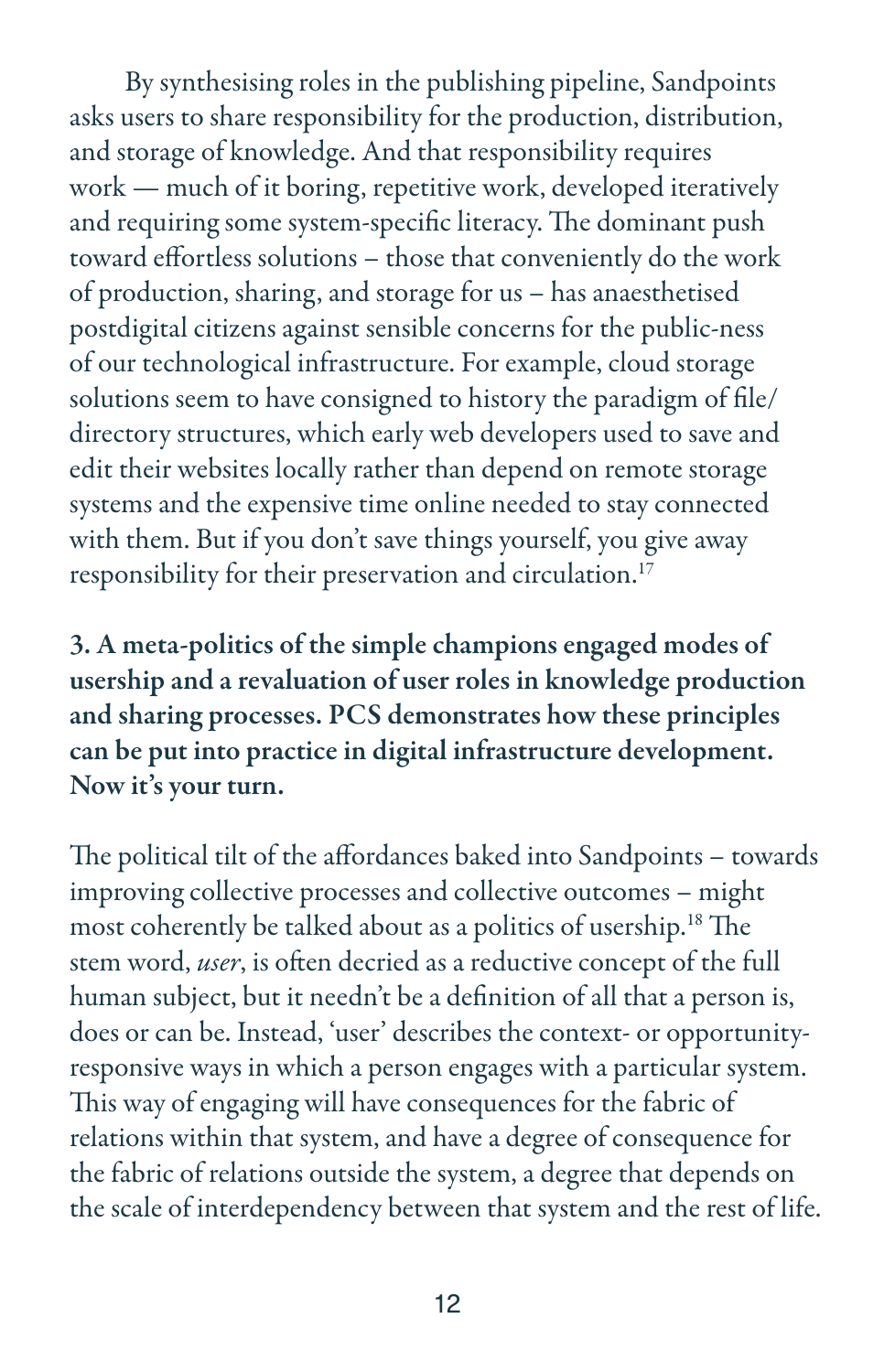By synthesising roles in the publishing pipeline, Sandpoints asks users to share responsibility for the production, distribution, and storage of knowledge. And that responsibility requires work — much of it boring, repetitive work, developed iteratively and requiring some system-specific literacy. The dominant push toward effortless solutions – those that conveniently do the work of production, sharing, and storage for us – has anaesthetised postdigital citizens against sensible concerns for the public-ness of our technological infrastructure. For example, cloud storage solutions seem to have consigned to history the paradigm of file/directory structures, which early web developers used to save and edit their websites locally rather than depend on remote storage systems and the expensive time online needed to stay connected with them. But if you don't save things yourself, you give away responsibility for their preservation and circulation.[17]

**3. A meta-politics of the simple champions engaged modes of usership and a revaluation of user roles in knowledge production and sharing processes. PCS demonstrates how these principles can be put into practice in digital infrastructure development. Now it's your turn.**

The political tilt of the affordances baked into Sandpoints – towards improving collective processes and collective outcomes – might most coherently be talked about as a politics of usership.[18] The stem word, *user*, is often decried as a reductive concept of the full human subject, but it needn't be a definition of all that a person is, does or can be. Instead, 'user' describes the context- or opportunity-responsive ways in which a person engages with a particular system. This way of engaging will have consequences for the fabric of relations within that system, and have a degree of consequence for the fabric of relations outside the system, a degree that depends on the scale of interdependency between that system and the rest of life.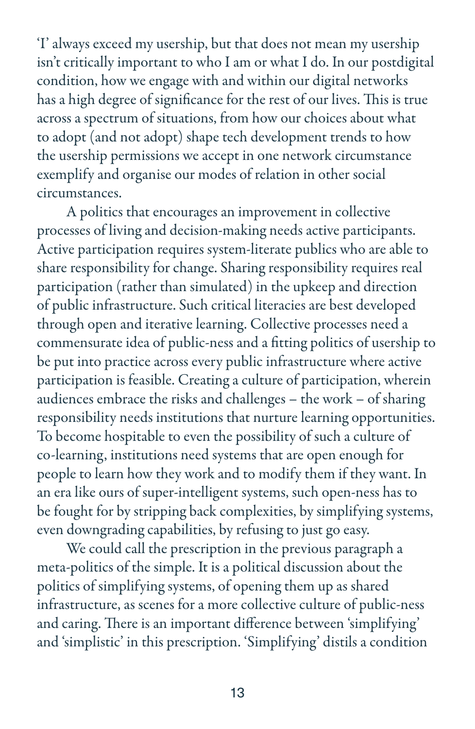'I' always exceed my usership, but that does not mean my usership isn't critically important to who I am or what I do. In our postdigital condition, how we engage with and within our digital networks has a high degree of significance for the rest of our lives. This is true across a spectrum of situations, from how our choices about what to adopt (and not adopt) shape tech development trends to how the usership permissions we accept in one network circumstance exemplify and organise our modes of relation in other social circumstances.

A politics that encourages an improvement in collective processes of living and decision-making needs active participants. Active participation requires system-literate publics who are able to share responsibility for change. Sharing responsibility requires real participation (rather than simulated) in the upkeep and direction of public infrastructure. Such critical literacies are best developed through open and iterative learning. Collective processes need a commensurate idea of public-ness and a fitting politics of usership to be put into practice across every public infrastructure where active participation is feasible. Creating a culture of participation, wherein audiences embrace the risks and challenges – the work – of sharing responsibility needs institutions that nurture learning opportunities. To become hospitable to even the possibility of such a culture of co-learning, institutions need systems that are open enough for people to learn how they work and to modify them if they want. In an era like ours of super-intelligent systems, such open-ness has to be fought for by stripping back complexities, by simplifying systems, even downgrading capabilities, by refusing to just go easy.

We could call the prescription in the previous paragraph a meta-politics of the simple. It is a political discussion about the politics of simplifying systems, of opening them up as shared infrastructure, as scenes for a more collective culture of public-ness and caring. There is an important difference between 'simplifying' and 'simplistic' in this prescription. 'Simplifying' distils a condition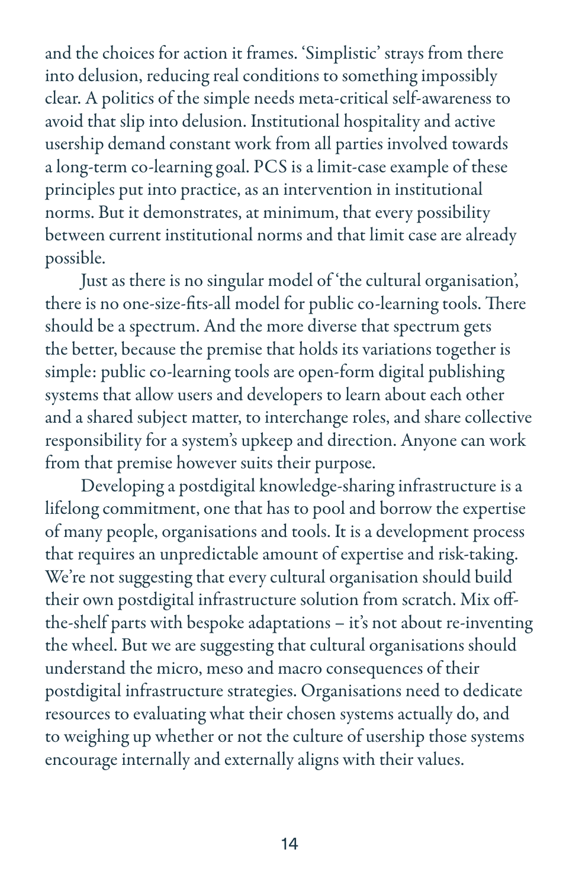and the choices for action it frames. 'Simplistic' strays from there into delusion, reducing real conditions to something impossibly clear. A politics of the simple needs meta-critical self-awareness to avoid that slip into delusion. Institutional hospitality and active usership demand constant work from all parties involved towards a long-term co-learning goal. PCS is a limit-case example of these principles put into practice, as an intervention in institutional norms. But it demonstrates, at minimum, that every possibility between current institutional norms and that limit case are already possible.

Just as there is no singular model of 'the cultural organisation', there is no one-size-fits-all model for public co-learning tools. There should be a spectrum. And the more diverse that spectrum gets the better, because the premise that holds its variations together is simple: public co-learning tools are open-form digital publishing systems that allow users and developers to learn about each other and a shared subject matter, to interchange roles, and share collective responsibility for a system's upkeep and direction. Anyone can work from that premise however suits their purpose.

Developing a postdigital knowledge-sharing infrastructure is a lifelong commitment, one that has to pool and borrow the expertise of many people, organisations and tools. It is a development process that requires an unpredictable amount of expertise and risk-taking. We're not suggesting that every cultural organisation should build their own postdigital infrastructure solution from scratch. Mix off-the-shelf parts with bespoke adaptations – it's not about re-inventing the wheel. But we are suggesting that cultural organisations should understand the micro, meso and macro consequences of their postdigital infrastructure strategies. Organisations need to dedicate resources to evaluating what their chosen systems actually do, and to weighing up whether or not the culture of usership those systems encourage internally and externally aligns with their values.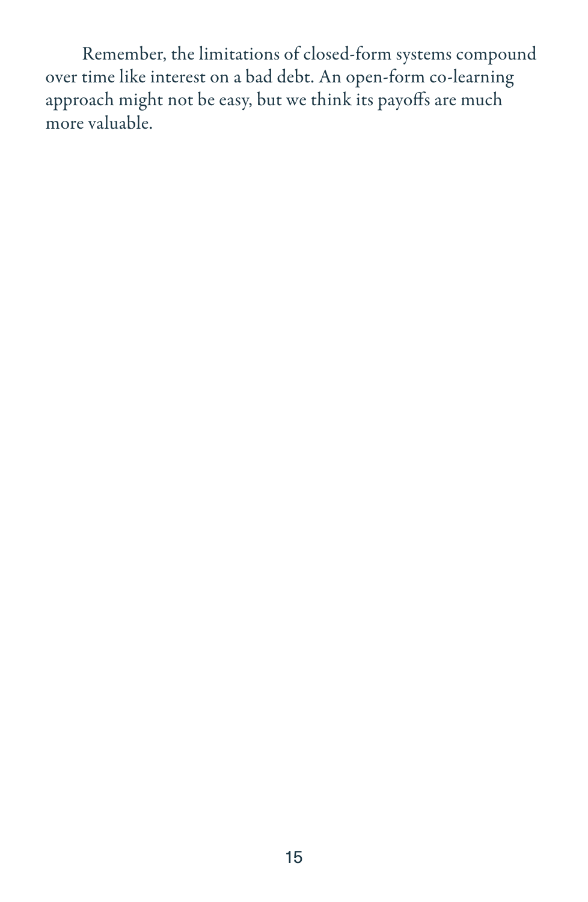Remember, the limitations of closed-form systems compound over time like interest on a bad debt. An open-form co-learning approach might not be easy, but we think its payoffs are much more valuable.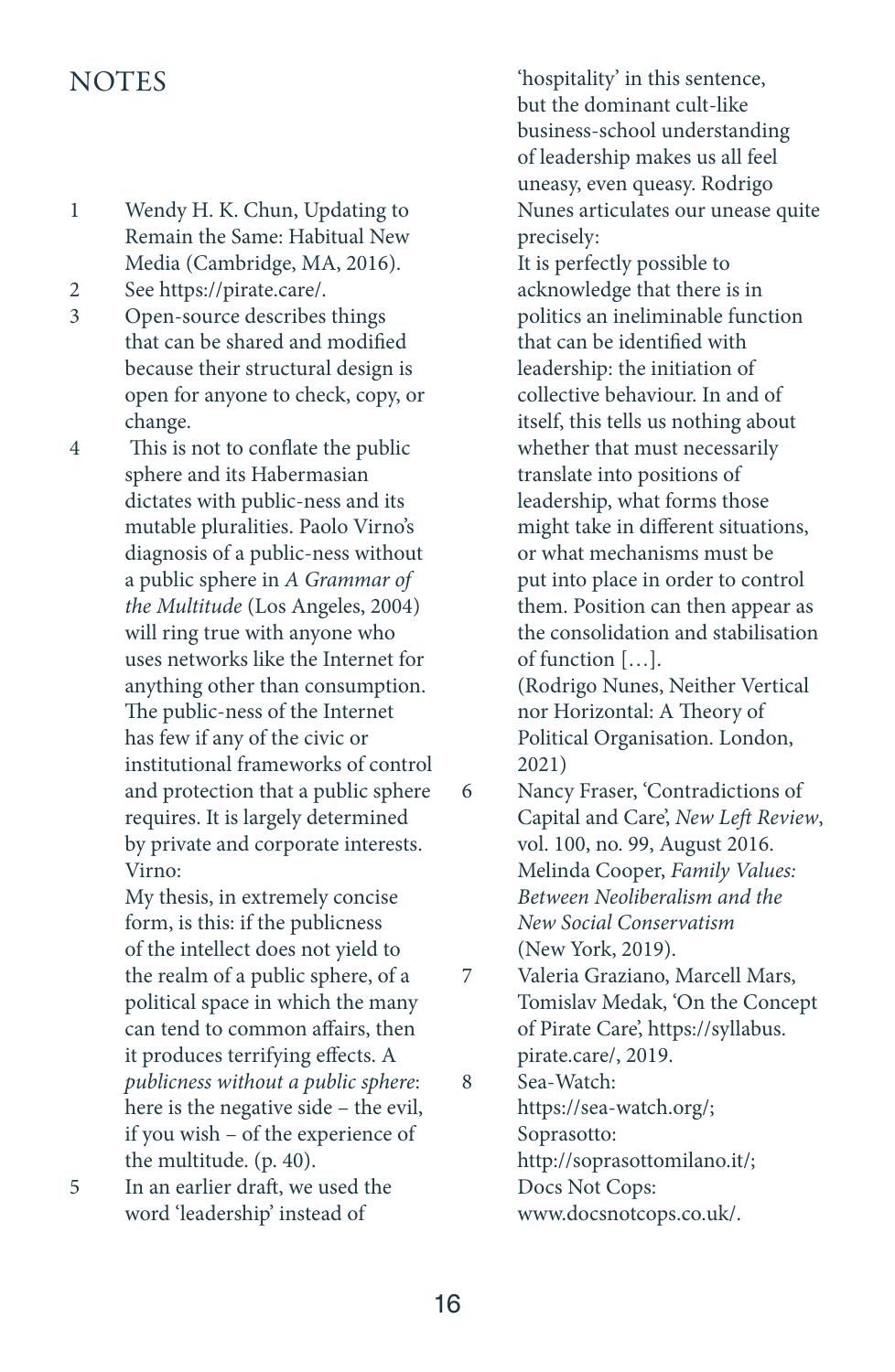# NOTES

1. Wendy H. K. Chun, Updating to Remain the Same: Habitual New Media (Cambridge, MA, 2016).
2. See https://pirate.care/.
3. Open-source describes things that can be shared and modified because their structural design is open for anyone to check, copy, or change.
4. This is not to conflate the public sphere and its Habermasian dictates with public-ness and its mutable pluralities. Paolo Virno's diagnosis of a public-ness without a public sphere in *A Grammar of the Multitude* (Los Angeles, 2004) will ring true with anyone who uses networks like the Internet for anything other than consumption. The public-ness of the Internet has few if any of the civic or institutional frameworks of control and protection that a public sphere requires. It is largely determined by private and corporate interests. Virno:

   My thesis, in extremely concise form, is this: if the publicness of the intellect does not yield to the realm of a public sphere, of a political space in which the many can tend to common affairs, then it produces terrifying effects. A *publicness without a public sphere*: here is the negative side – the evil, if you wish – of the experience of the multitude. (p. 40).
5. In an earlier draft, we used the word 'leadership' instead of 'hospitality' in this sentence, but the dominant cult-like business-school understanding of leadership makes us all feel uneasy, even queasy. Rodrigo Nunes articulates our unease quite precisely:

   It is perfectly possible to acknowledge that there is in politics an ineliminable function that can be identified with leadership: the initiation of collective behaviour. In and of itself, this tells us nothing about whether that must necessarily translate into positions of leadership, what forms those might take in different situations, or what mechanisms must be put into place in order to control them. Position can then appear as the consolidation and stabilisation of function […].
   (Rodrigo Nunes, Neither Vertical nor Horizontal: A Theory of Political Organisation. London, 2021)
6. Nancy Fraser, 'Contradictions of Capital and Care', *New Left Review*, vol. 100, no. 99, August 2016. Melinda Cooper, *Family Values: Between Neoliberalism and the New Social Conservatism* (New York, 2019).
7. Valeria Graziano, Marcell Mars, Tomislav Medak, 'On the Concept of Pirate Care', https://syllabus.pirate.care/, 2019.
8. Sea-Watch: https://sea-watch.org/; Soprasotto: http://soprasottomilano.it/; Docs Not Cops: www.docsnotcops.co.uk/.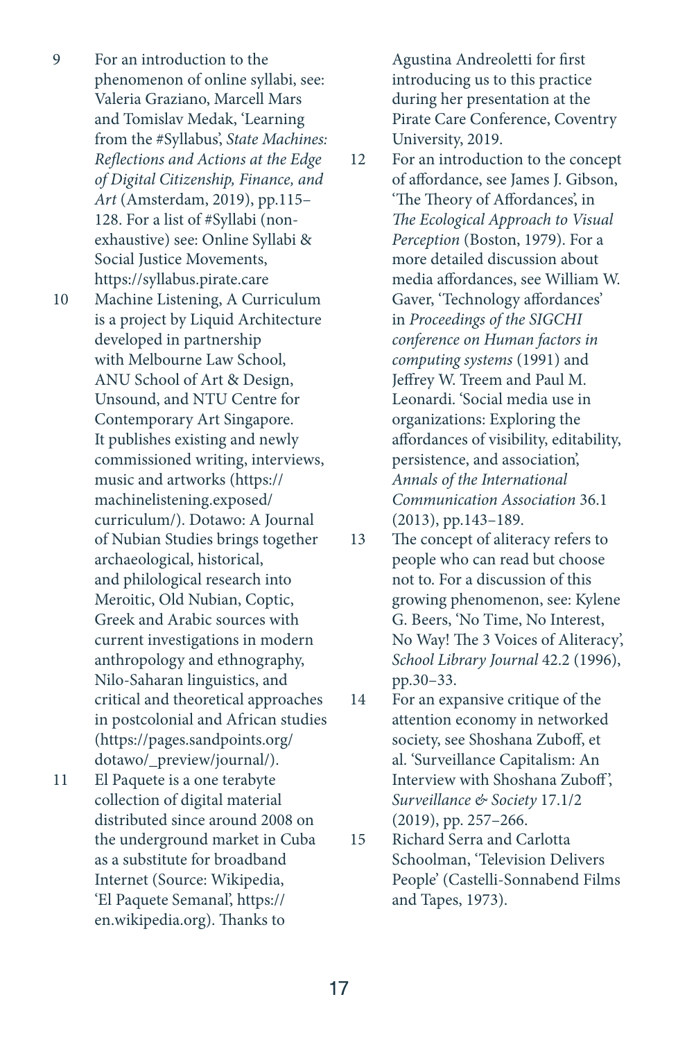9 For an introduction to the phenomenon of online syllabi, see: Valeria Graziano, Marcell Mars and Tomislav Medak, 'Learning from the #Syllabus', *State Machines: Reflections and Actions at the Edge of Digital Citizenship, Finance, and Art* (Amsterdam, 2019), pp.115–128. For a list of #Syllabi (non-exhaustive) see: Online Syllabi & Social Justice Movements, https://syllabus.pirate.care

10 Machine Listening, A Curriculum is a project by Liquid Architecture developed in partnership with Melbourne Law School, ANU School of Art & Design, Unsound, and NTU Centre for Contemporary Art Singapore. It publishes existing and newly commissioned writing, interviews, music and artworks (https://machinelistening.exposed/curriculum/). Dotawo: A Journal of Nubian Studies brings together archaeological, historical, and philological research into Meroitic, Old Nubian, Coptic, Greek and Arabic sources with current investigations in modern anthropology and ethnography, Nilo-Saharan linguistics, and critical and theoretical approaches in postcolonial and African studies (https://pages.sandpoints.org/dotawo/_preview/journal/).

11 El Paquete is a one terabyte collection of digital material distributed since around 2008 on the underground market in Cuba as a substitute for broadband Internet (Source: Wikipedia, 'El Paquete Semanal', https://en.wikipedia.org). Thanks to Agustina Andreoletti for first introducing us to this practice during her presentation at the Pirate Care Conference, Coventry University, 2019.

12 For an introduction to the concept of affordance, see James J. Gibson, 'The Theory of Affordances', in *The Ecological Approach to Visual Perception* (Boston, 1979). For a more detailed discussion about media affordances, see William W. Gaver, 'Technology affordances' in *Proceedings of the SIGCHI conference on Human factors in computing systems* (1991) and Jeffrey W. Treem and Paul M. Leonardi. 'Social media use in organizations: Exploring the affordances of visibility, editability, persistence, and association', *Annals of the International Communication Association* 36.1 (2013), pp.143–189.

13 The concept of aliteracy refers to people who can read but choose not to. For a discussion of this growing phenomenon, see: Kylene G. Beers, 'No Time, No Interest, No Way! The 3 Voices of Aliteracy', *School Library Journal* 42.2 (1996), pp.30–33.

14 For an expansive critique of the attention economy in networked society, see Shoshana Zuboff, et al. 'Surveillance Capitalism: An Interview with Shoshana Zuboff', *Surveillance & Society* 17.1/2 (2019), pp. 257–266.

15 Richard Serra and Carlotta Schoolman, 'Television Delivers People' (Castelli-Sonnabend Films and Tapes, 1973).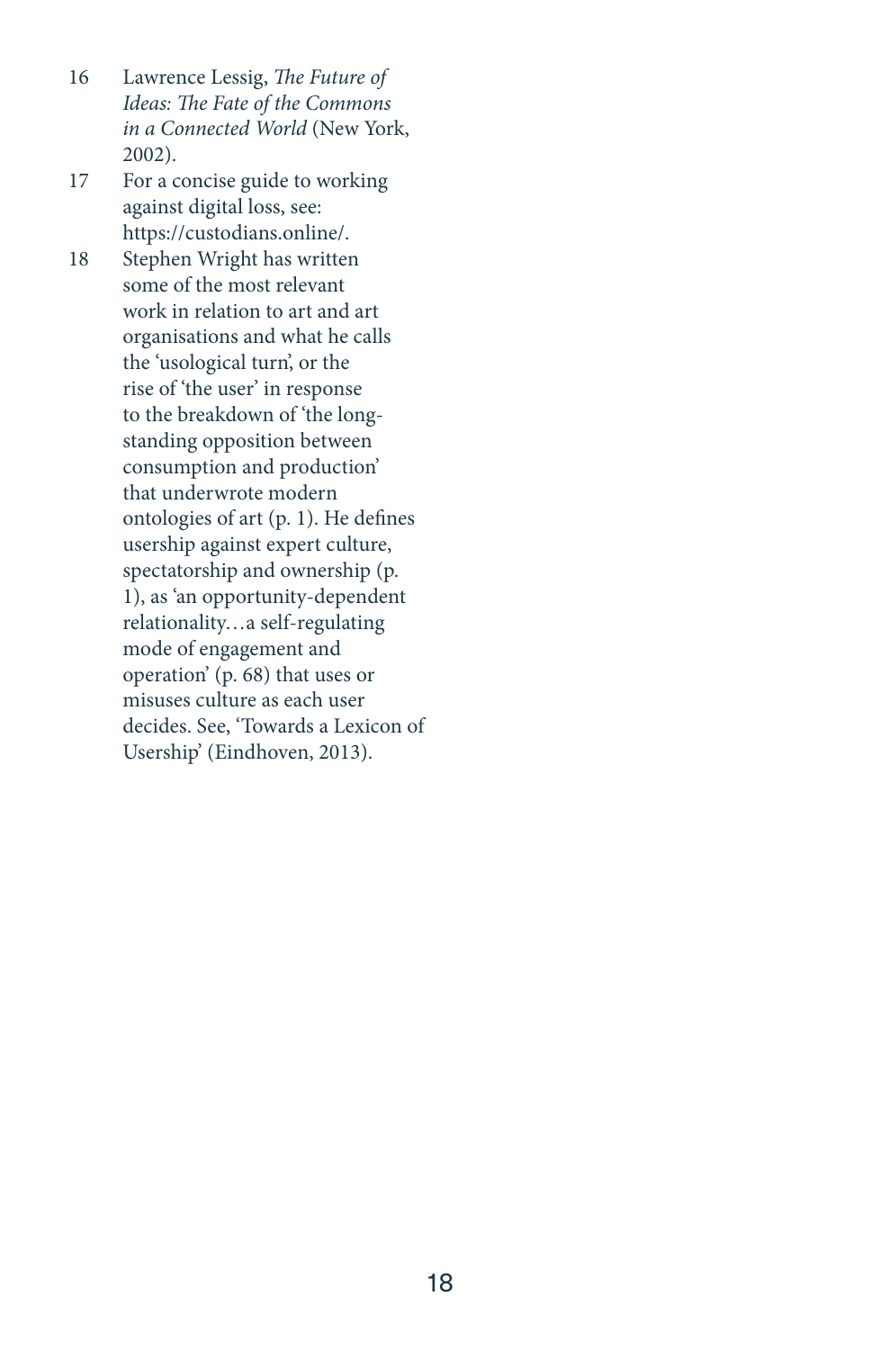16 Lawrence Lessig, *The Future of Ideas: The Fate of the Commons in a Connected World* (New York, 2002).

17 For a concise guide to working against digital loss, see: https://custodians.online/.

18 Stephen Wright has written some of the most relevant work in relation to art and art organisations and what he calls the 'usological turn', or the rise of 'the user' in response to the breakdown of 'the long-standing opposition between consumption and production' that underwrote modern ontologies of art (p. 1). He defines usership against expert culture, spectatorship and ownership (p. 1), as 'an opportunity-dependent relationality…a self-regulating mode of engagement and operation' (p. 68) that uses or misuses culture as each user decides. See, 'Towards a Lexicon of Usership' (Eindhoven, 2013).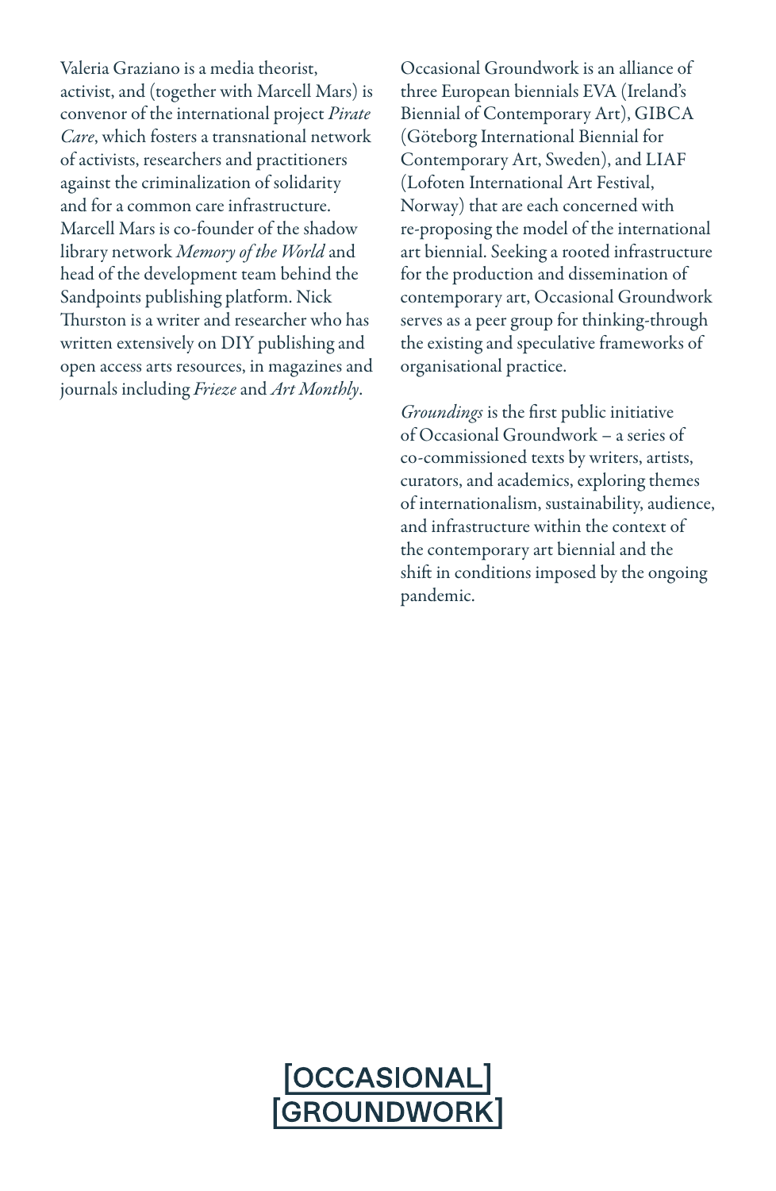Valeria Graziano is a media theorist, activist, and (together with Marcell Mars) is convenor of the international project *Pirate Care*, which fosters a transnational network of activists, researchers and practitioners against the criminalization of solidarity and for a common care infrastructure. Marcell Mars is co-founder of the shadow library network *Memory of the World* and head of the development team behind the Sandpoints publishing platform. Nick Thurston is a writer and researcher who has written extensively on DIY publishing and open access arts resources, in magazines and journals including *Frieze* and *Art Monthly*.

Occasional Groundwork is an alliance of three European biennials EVA (Ireland's Biennial of Contemporary Art), GIBCA (Göteborg International Biennial for Contemporary Art, Sweden), and LIAF (Lofoten International Art Festival, Norway) that are each concerned with re-proposing the model of the international art biennial. Seeking a rooted infrastructure for the production and dissemination of contemporary art, Occasional Groundwork serves as a peer group for thinking-through the existing and speculative frameworks of organisational practice.

*Groundings* is the first public initiative of Occasional Groundwork – a series of co-commissioned texts by writers, artists, curators, and academics, exploring themes of internationalism, sustainability, audience, and infrastructure within the context of the contemporary art biennial and the shift in conditions imposed by the ongoing pandemic.

[OCCASIONAL]
[GROUNDWORK]